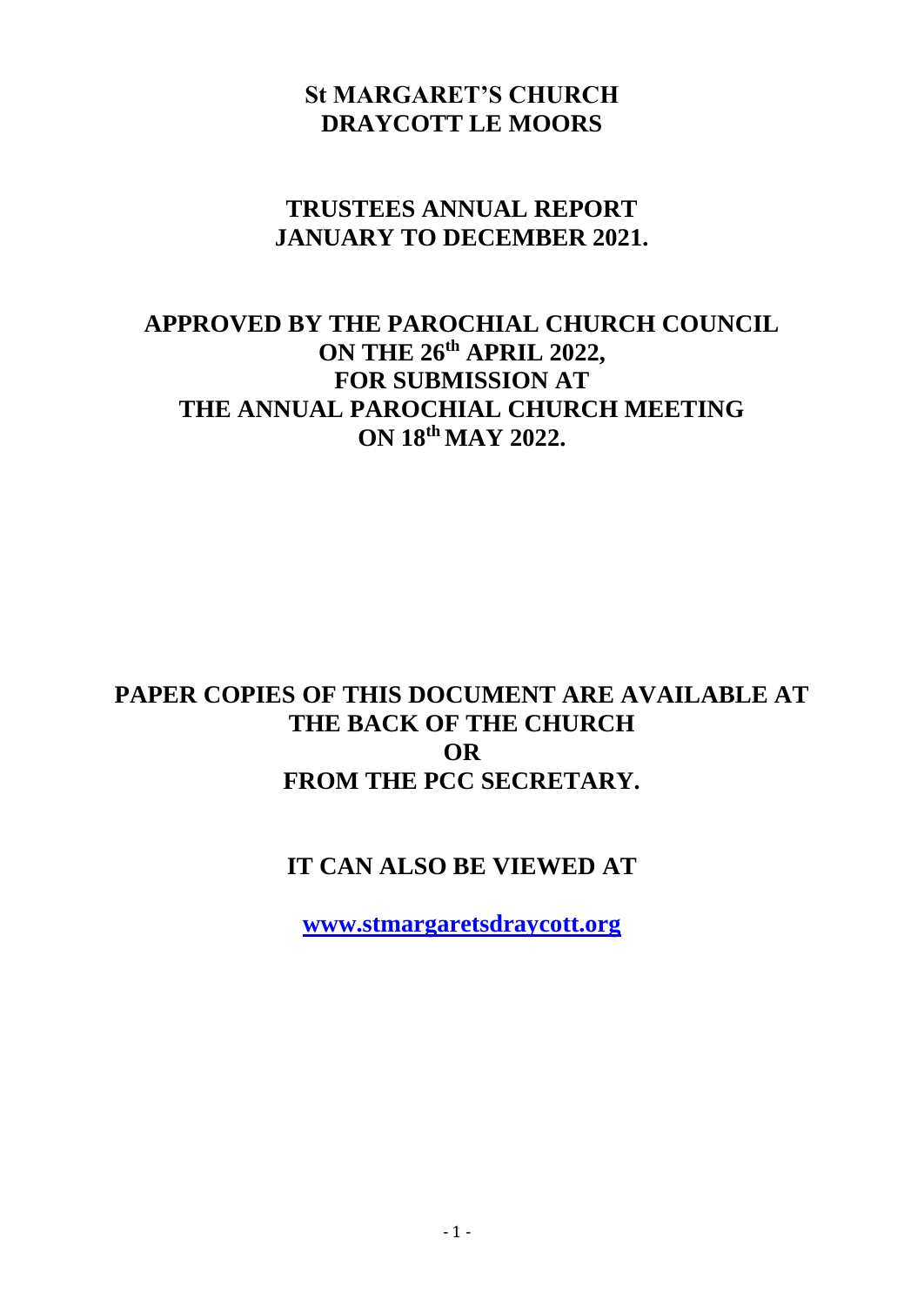# St MARGARET'S CHURCH
# DRAYCOTT LE MOORS

## TRUSTEES ANNUAL REPORT
## JANUARY TO DECEMBER 2021.

## APPROVED BY THE PAROCHIAL CHURCH COUNCIL ON THE 26th APRIL 2022, FOR SUBMISSION AT THE ANNUAL PAROCHIAL CHURCH MEETING ON 18th MAY 2022.

## PAPER COPIES OF THIS DOCUMENT ARE AVAILABLE AT THE BACK OF THE CHURCH OR FROM THE PCC SECRETARY.

## IT CAN ALSO BE VIEWED AT

**www.stmargaretsdraycott.org**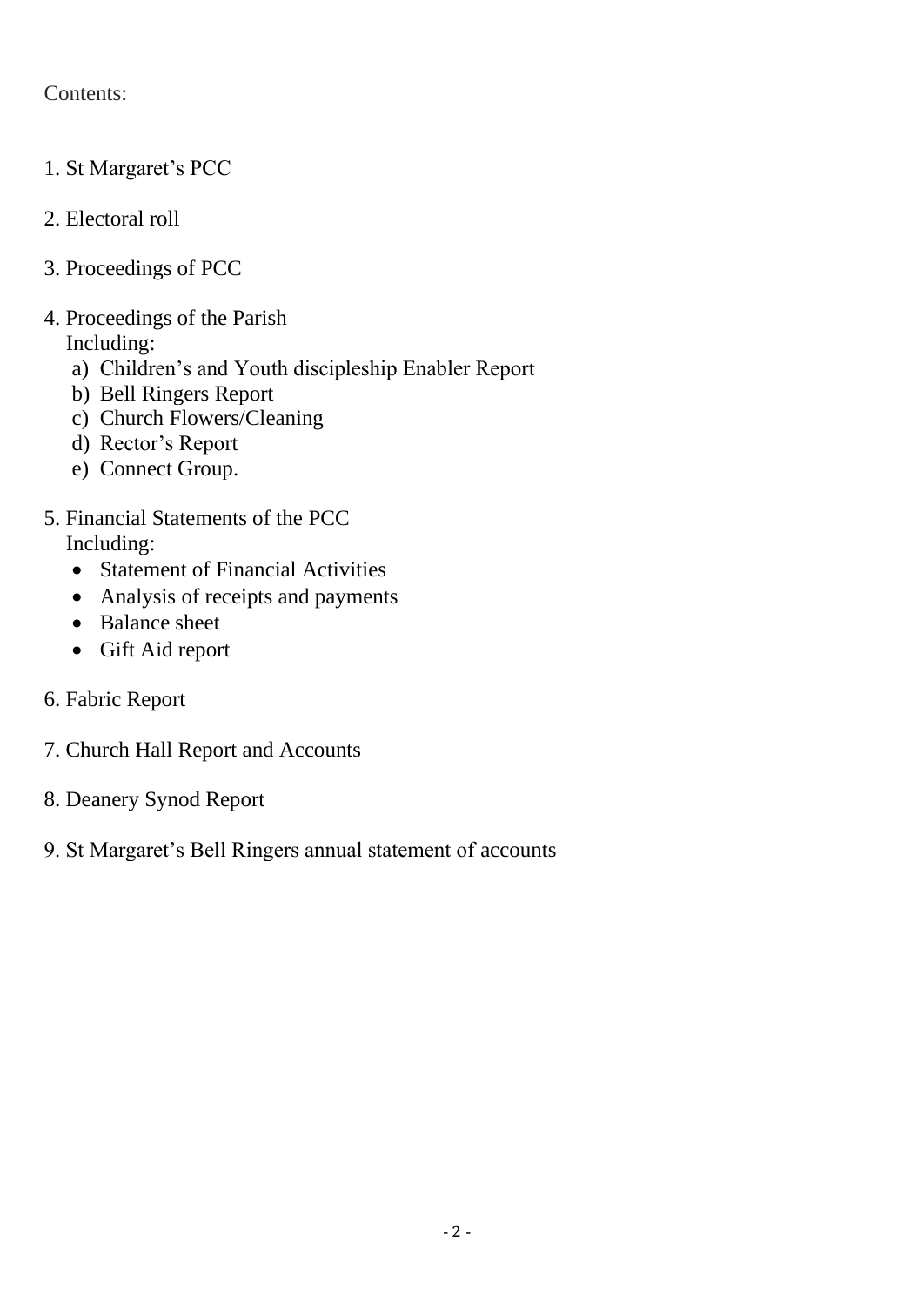Contents:

1. St Margaret's PCC

2. Electoral roll

3. Proceedings of PCC

4. Proceedings of the Parish
   Including:
   a) Children's and Youth discipleship Enabler Report
   b) Bell Ringers Report
   c) Church Flowers/Cleaning
   d) Rector's Report
   e) Connect Group.

5. Financial Statements of the PCC
   Including:
   - Statement of Financial Activities
   - Analysis of receipts and payments
   - Balance sheet
   - Gift Aid report

6. Fabric Report

7. Church Hall Report and Accounts

8. Deanery Synod Report

9. St Margaret's Bell Ringers annual statement of accounts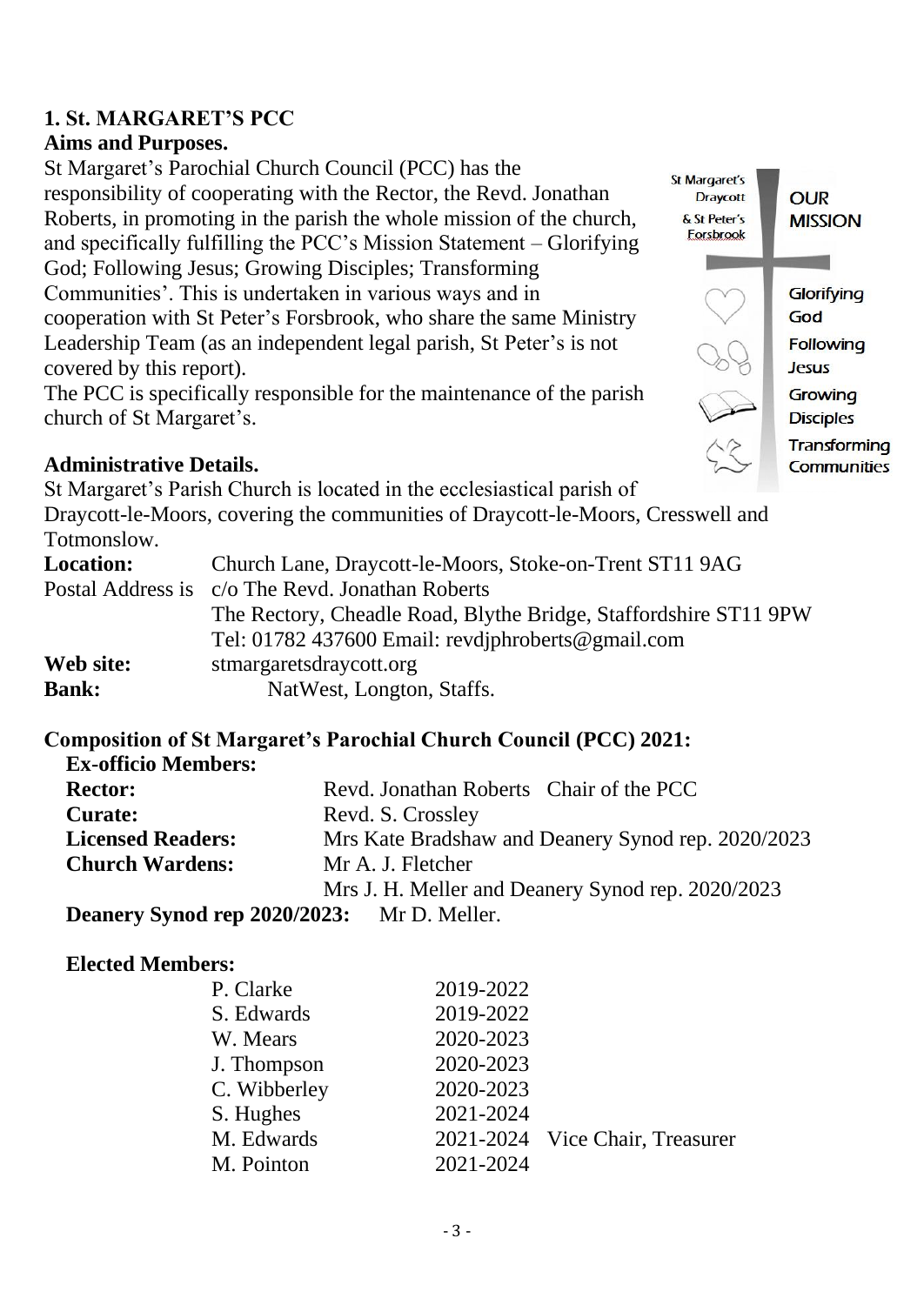## 1. St. MARGARET'S PCC

### Aims and Purposes.

St Margaret's Parochial Church Council (PCC) has the responsibility of cooperating with the Rector, the Revd. Jonathan Roberts, in promoting in the parish the whole mission of the church, and specifically fulfilling the PCC's Mission Statement – Glorifying God; Following Jesus; Growing Disciples; Transforming Communities'. This is undertaken in various ways and in cooperation with St Peter's Forsbrook, who share the same Ministry Leadership Team (as an independent legal parish, St Peter's is not covered by this report).

The PCC is specifically responsible for the maintenance of the parish church of St Margaret's.

St Margaret's Draycott & St Peter's Forsbrook

OUR MISSION

Glorifying God

Following Jesus

Growing Disciples

Transforming Communities

### Administrative Details.

St Margaret's Parish Church is located in the ecclesiastical parish of Draycott-le-Moors, covering the communities of Draycott-le-Moors, Cresswell and Totmonslow.

**Location:** Church Lane, Draycott-le-Moors, Stoke-on-Trent ST11 9AG

Postal Address is c/o The Revd. Jonathan Roberts
The Rectory, Cheadle Road, Blythe Bridge, Staffordshire ST11 9PW
Tel: 01782 437600 Email: revdjphroberts@gmail.com

**Web site:** stmargaretsdraycott.org

**Bank:** NatWest, Longton, Staffs.

### Composition of St Margaret's Parochial Church Council (PCC) 2021:

**Ex-officio Members:**

**Rector:** Revd. Jonathan Roberts Chair of the PCC

**Curate:** Revd. S. Crossley

**Licensed Readers:** Mrs Kate Bradshaw and Deanery Synod rep. 2020/2023

**Church Wardens:** Mr A. J. Fletcher
Mrs J. H. Meller and Deanery Synod rep. 2020/2023

**Deanery Synod rep 2020/2023:** Mr D. Meller.

**Elected Members:**

| | | |
|---|---|---|
| P. Clarke | 2019-2022 | |
| S. Edwards | 2019-2022 | |
| W. Mears | 2020-2023 | |
| J. Thompson | 2020-2023 | |
| C. Wibberley | 2020-2023 | |
| S. Hughes | 2021-2024 | |
| M. Edwards | 2021-2024 | Vice Chair, Treasurer |
| M. Pointon | 2021-2024 | |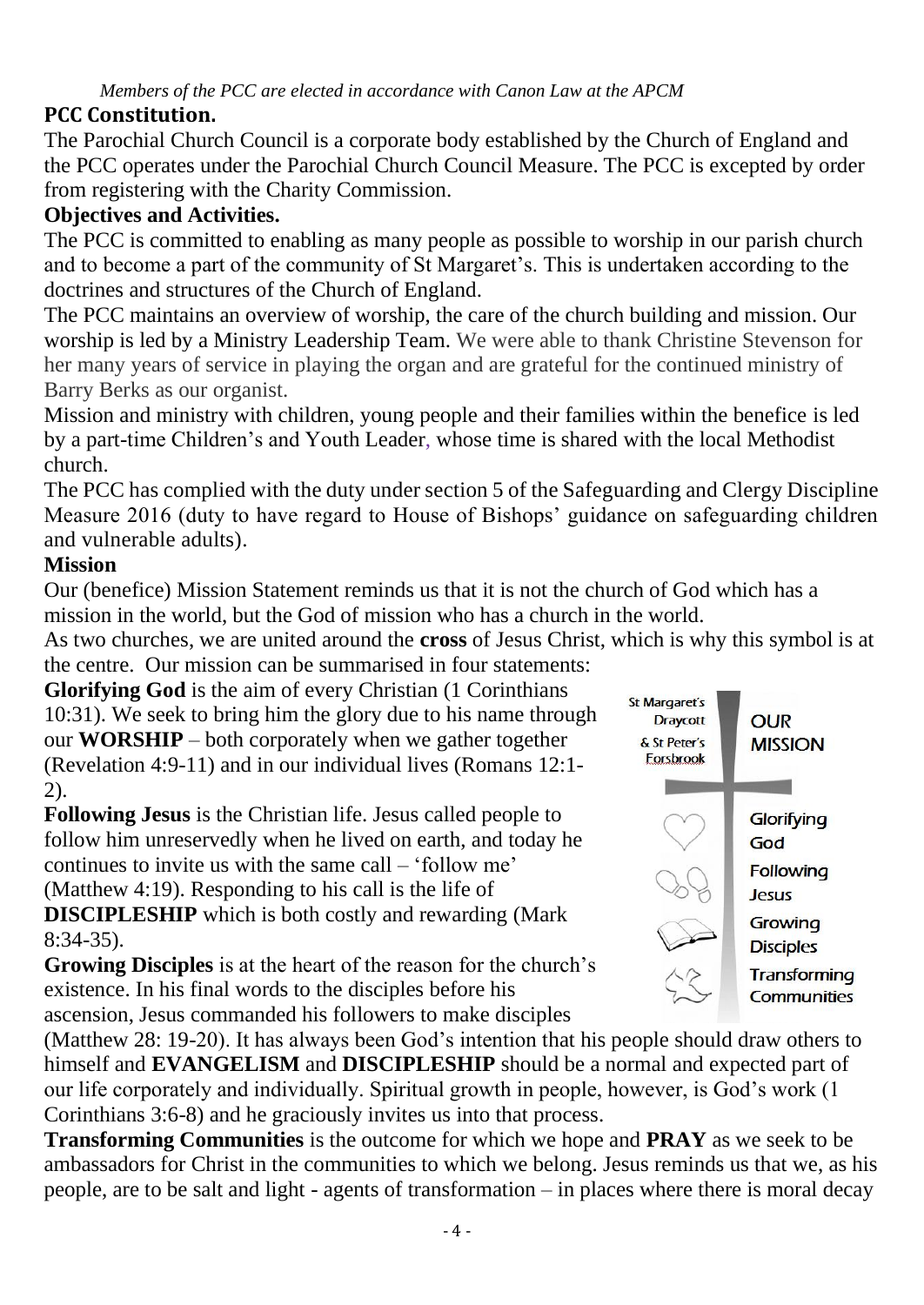*Members of the PCC are elected in accordance with Canon Law at the APCM*

**PCC Constitution.**

The Parochial Church Council is a corporate body established by the Church of England and the PCC operates under the Parochial Church Council Measure. The PCC is excepted by order from registering with the Charity Commission.

**Objectives and Activities.**

The PCC is committed to enabling as many people as possible to worship in our parish church and to become a part of the community of St Margaret's. This is undertaken according to the doctrines and structures of the Church of England.

The PCC maintains an overview of worship, the care of the church building and mission. Our worship is led by a Ministry Leadership Team. We were able to thank Christine Stevenson for her many years of service in playing the organ and are grateful for the continued ministry of Barry Berks as our organist.

Mission and ministry with children, young people and their families within the benefice is led by a part-time Children's and Youth Leader, whose time is shared with the local Methodist church.

The PCC has complied with the duty under section 5 of the Safeguarding and Clergy Discipline Measure 2016 (duty to have regard to House of Bishops' guidance on safeguarding children and vulnerable adults).

**Mission**

Our (benefice) Mission Statement reminds us that it is not the church of God which has a mission in the world, but the God of mission who has a church in the world.

As two churches, we are united around the **cross** of Jesus Christ, which is why this symbol is at the centre. Our mission can be summarised in four statements:

St Margaret's Draycott & St Peter's Forsbrook — OUR MISSION: Glorifying God, Following Jesus, Growing Disciples, Transforming Communities

**Glorifying God** is the aim of every Christian (1 Corinthians 10:31). We seek to bring him the glory due to his name through our **WORSHIP** – both corporately when we gather together (Revelation 4:9-11) and in our individual lives (Romans 12:1-2).

**Following Jesus** is the Christian life. Jesus called people to follow him unreservedly when he lived on earth, and today he continues to invite us with the same call – 'follow me' (Matthew 4:19). Responding to his call is the life of **DISCIPLESHIP** which is both costly and rewarding (Mark 8:34-35).

**Growing Disciples** is at the heart of the reason for the church's existence. In his final words to the disciples before his ascension, Jesus commanded his followers to make disciples (Matthew 28: 19-20). It has always been God's intention that his people should draw others to himself and **EVANGELISM** and **DISCIPLESHIP** should be a normal and expected part of our life corporately and individually. Spiritual growth in people, however, is God's work (1 Corinthians 3:6-8) and he graciously invites us into that process.

**Transforming Communities** is the outcome for which we hope and **PRAY** as we seek to be ambassadors for Christ in the communities to which we belong. Jesus reminds us that we, as his people, are to be salt and light - agents of transformation – in places where there is moral decay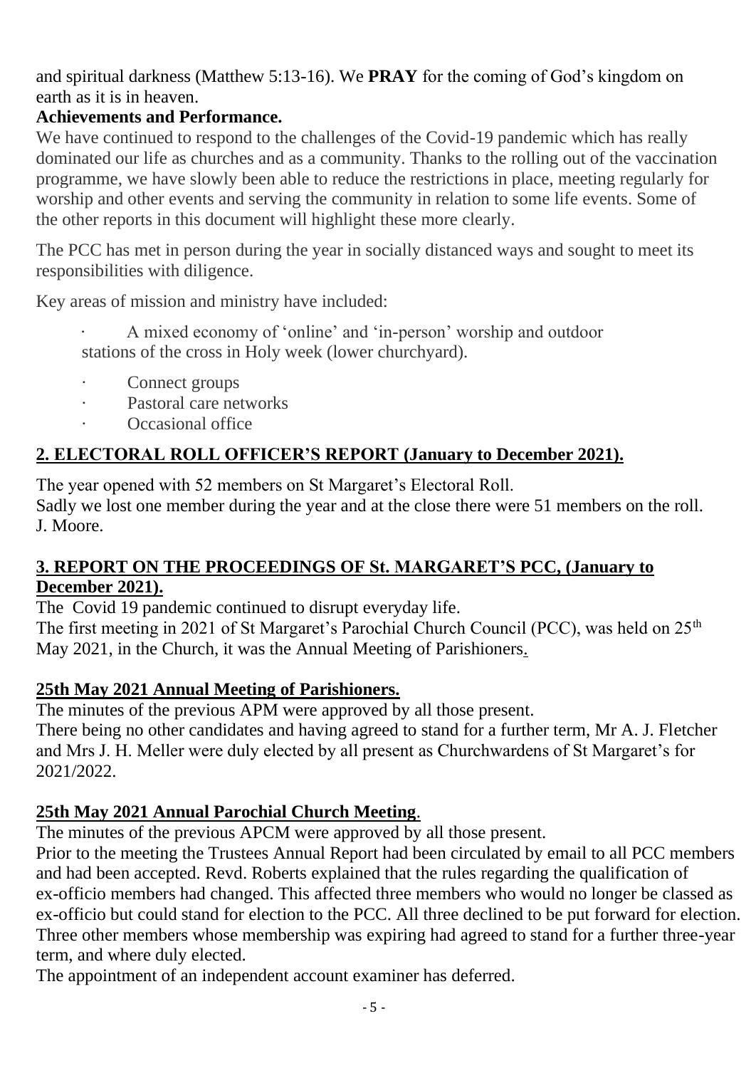and spiritual darkness (Matthew 5:13-16). We **PRAY** for the coming of God's kingdom on earth as it is in heaven.

**Achievements and Performance.**

We have continued to respond to the challenges of the Covid-19 pandemic which has really dominated our life as churches and as a community. Thanks to the rolling out of the vaccination programme, we have slowly been able to reduce the restrictions in place, meeting regularly for worship and other events and serving the community in relation to some life events. Some of the other reports in this document will highlight these more clearly.

The PCC has met in person during the year in socially distanced ways and sought to meet its responsibilities with diligence.

Key areas of mission and ministry have included:

- A mixed economy of 'online' and 'in-person' worship and outdoor stations of the cross in Holy week (lower churchyard).
- Connect groups
- Pastoral care networks
- Occasional office

## 2. ELECTORAL ROLL OFFICER'S REPORT (January to December 2021).

The year opened with 52 members on St Margaret's Electoral Roll.
Sadly we lost one member during the year and at the close there were 51 members on the roll.
J. Moore.

## 3. REPORT ON THE PROCEEDINGS OF St. MARGARET'S PCC, (January to December 2021).

The Covid 19 pandemic continued to disrupt everyday life.
The first meeting in 2021 of St Margaret's Parochial Church Council (PCC), was held on 25th May 2021, in the Church, it was the Annual Meeting of Parishioners.

### 25th May 2021 Annual Meeting of Parishioners.

The minutes of the previous APM were approved by all those present.
There being no other candidates and having agreed to stand for a further term, Mr A. J. Fletcher and Mrs J. H. Meller were duly elected by all present as Churchwardens of St Margaret's for 2021/2022.

### 25th May 2021 Annual Parochial Church Meeting.

The minutes of the previous APCM were approved by all those present.
Prior to the meeting the Trustees Annual Report had been circulated by email to all PCC members and had been accepted. Revd. Roberts explained that the rules regarding the qualification of ex-officio members had changed. This affected three members who would no longer be classed as ex-officio but could stand for election to the PCC. All three declined to be put forward for election. Three other members whose membership was expiring had agreed to stand for a further three-year term, and where duly elected.
The appointment of an independent account examiner has deferred.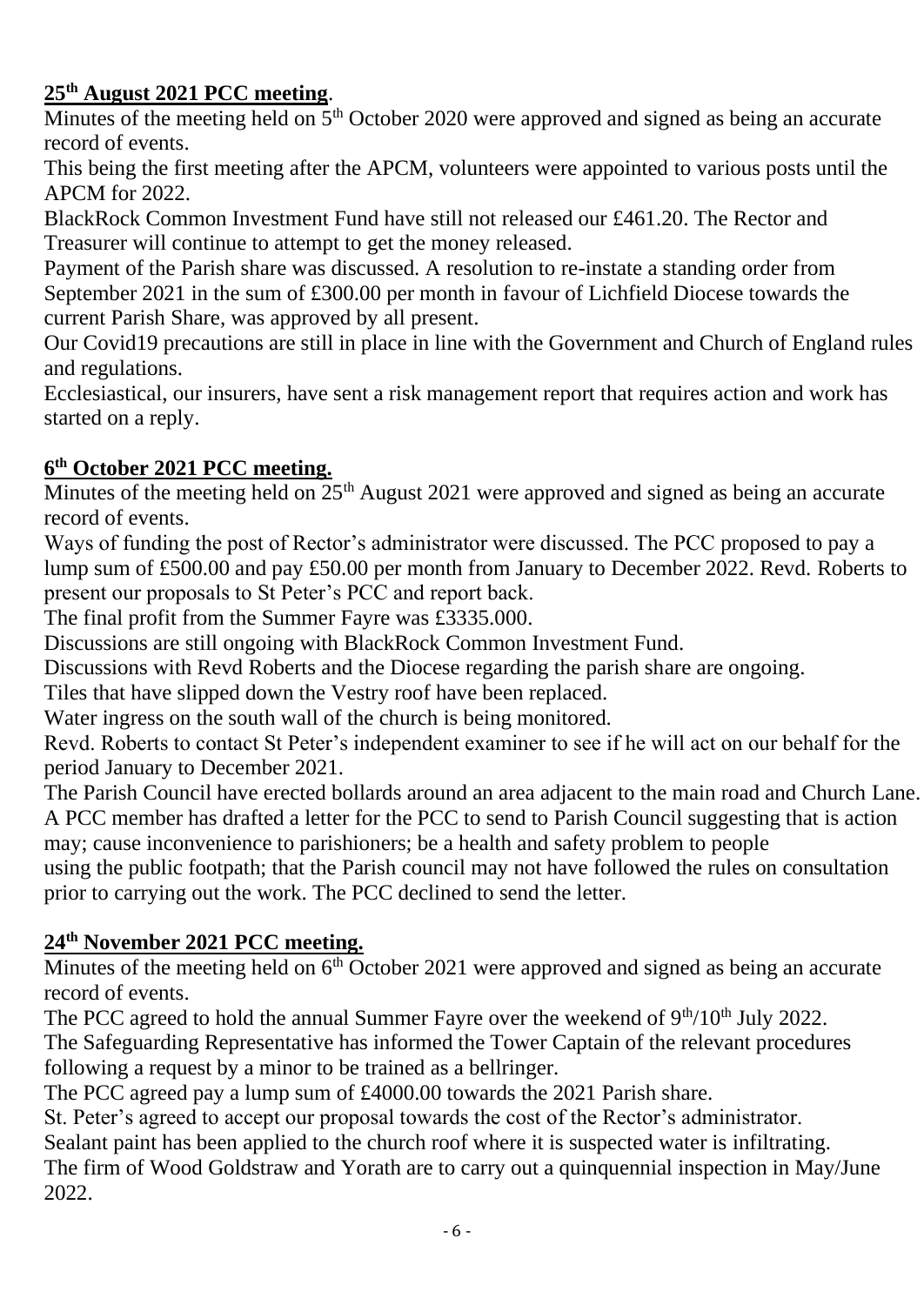## 25th August 2021 PCC meeting.

Minutes of the meeting held on 5th October 2020 were approved and signed as being an accurate record of events.

This being the first meeting after the APCM, volunteers were appointed to various posts until the APCM for 2022.

BlackRock Common Investment Fund have still not released our £461.20. The Rector and Treasurer will continue to attempt to get the money released.

Payment of the Parish share was discussed. A resolution to re-instate a standing order from September 2021 in the sum of £300.00 per month in favour of Lichfield Diocese towards the current Parish Share, was approved by all present.

Our Covid19 precautions are still in place in line with the Government and Church of England rules and regulations.

Ecclesiastical, our insurers, have sent a risk management report that requires action and work has started on a reply.

## 6th October 2021 PCC meeting.

Minutes of the meeting held on 25th August 2021 were approved and signed as being an accurate record of events.

Ways of funding the post of Rector's administrator were discussed. The PCC proposed to pay a lump sum of £500.00 and pay £50.00 per month from January to December 2022. Revd. Roberts to present our proposals to St Peter's PCC and report back.

The final profit from the Summer Fayre was £3335.000.

Discussions are still ongoing with BlackRock Common Investment Fund.

Discussions with Revd Roberts and the Diocese regarding the parish share are ongoing.

Tiles that have slipped down the Vestry roof have been replaced.

Water ingress on the south wall of the church is being monitored.

Revd. Roberts to contact St Peter's independent examiner to see if he will act on our behalf for the period January to December 2021.

The Parish Council have erected bollards around an area adjacent to the main road and Church Lane. A PCC member has drafted a letter for the PCC to send to Parish Council suggesting that is action may; cause inconvenience to parishioners; be a health and safety problem to people using the public footpath; that the Parish council may not have followed the rules on consultation prior to carrying out the work. The PCC declined to send the letter.

## 24th November 2021 PCC meeting.

Minutes of the meeting held on 6th October 2021 were approved and signed as being an accurate record of events.

The PCC agreed to hold the annual Summer Fayre over the weekend of 9th/10th July 2022.

The Safeguarding Representative has informed the Tower Captain of the relevant procedures following a request by a minor to be trained as a bellringer.

The PCC agreed pay a lump sum of £4000.00 towards the 2021 Parish share.

St. Peter's agreed to accept our proposal towards the cost of the Rector's administrator.

Sealant paint has been applied to the church roof where it is suspected water is infiltrating.

The firm of Wood Goldstraw and Yorath are to carry out a quinquennial inspection in May/June 2022.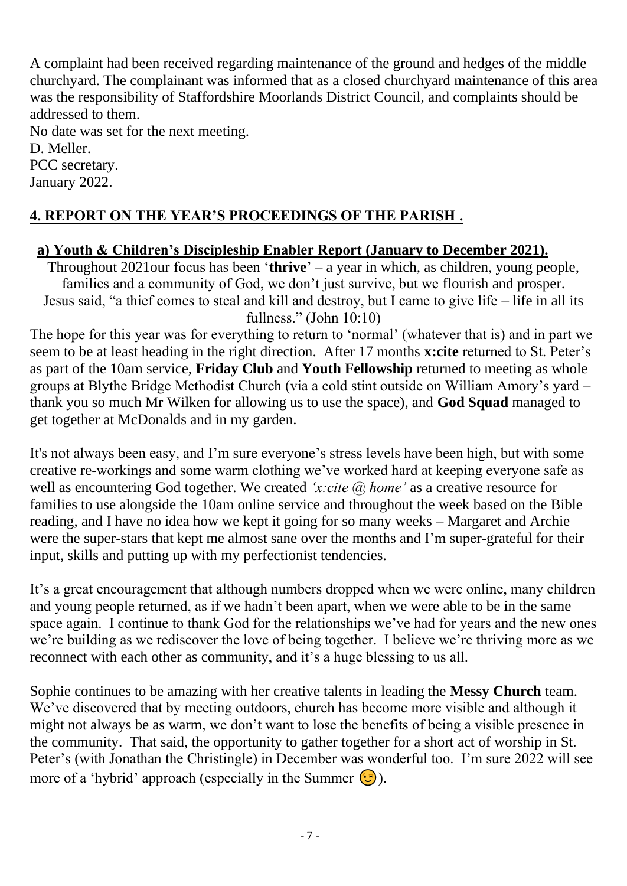A complaint had been received regarding maintenance of the ground and hedges of the middle churchyard. The complainant was informed that as a closed churchyard maintenance of this area was the responsibility of Staffordshire Moorlands District Council, and complaints should be addressed to them.

No date was set for the next meeting.

D. Meller.

PCC secretary.

January 2022.

## **4. REPORT ON THE YEAR'S PROCEEDINGS OF THE PARISH .**

### **a) Youth & Children's Discipleship Enabler Report (January to December 2021).**

Throughout 2021our focus has been '**thrive**' – a year in which, as children, young people, families and a community of God, we don't just survive, but we flourish and prosper. Jesus said, "a thief comes to steal and kill and destroy, but I came to give life – life in all its fullness." (John 10:10)

The hope for this year was for everything to return to 'normal' (whatever that is) and in part we seem to be at least heading in the right direction. After 17 months **x:cite** returned to St. Peter's as part of the 10am service, **Friday Club** and **Youth Fellowship** returned to meeting as whole groups at Blythe Bridge Methodist Church (via a cold stint outside on William Amory's yard – thank you so much Mr Wilken for allowing us to use the space), and **God Squad** managed to get together at McDonalds and in my garden.

It's not always been easy, and I'm sure everyone's stress levels have been high, but with some creative re-workings and some warm clothing we've worked hard at keeping everyone safe as well as encountering God together. We created *'x:cite @ home'* as a creative resource for families to use alongside the 10am online service and throughout the week based on the Bible reading, and I have no idea how we kept it going for so many weeks – Margaret and Archie were the super-stars that kept me almost sane over the months and I'm super-grateful for their input, skills and putting up with my perfectionist tendencies.

It's a great encouragement that although numbers dropped when we were online, many children and young people returned, as if we hadn't been apart, when we were able to be in the same space again. I continue to thank God for the relationships we've had for years and the new ones we're building as we rediscover the love of being together. I believe we're thriving more as we reconnect with each other as community, and it's a huge blessing to us all.

Sophie continues to be amazing with her creative talents in leading the **Messy Church** team. We've discovered that by meeting outdoors, church has become more visible and although it might not always be as warm, we don't want to lose the benefits of being a visible presence in the community. That said, the opportunity to gather together for a short act of worship in St. Peter's (with Jonathan the Christingle) in December was wonderful too. I'm sure 2022 will see more of a 'hybrid' approach (especially in the Summer 😉).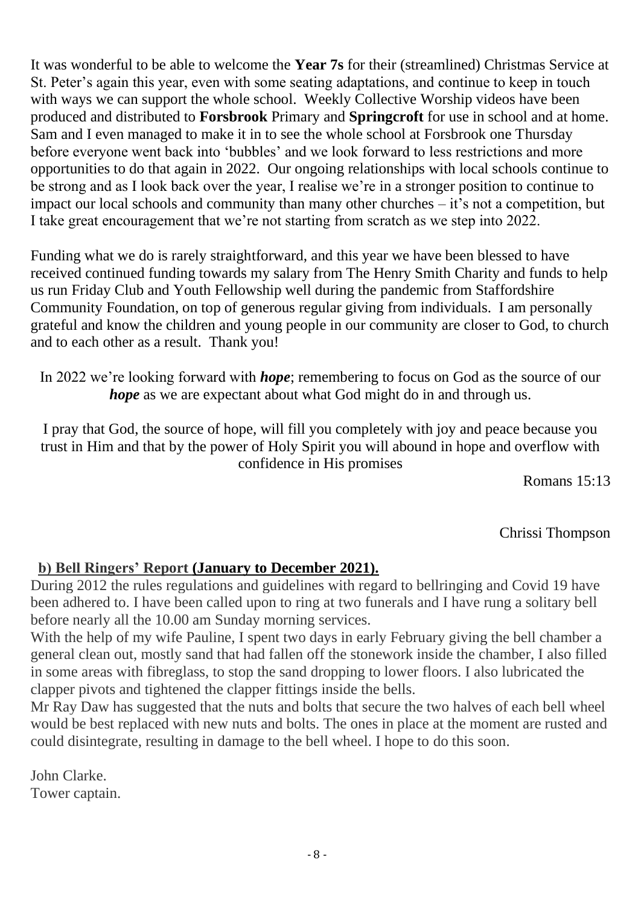It was wonderful to be able to welcome the **Year 7s** for their (streamlined) Christmas Service at St. Peter's again this year, even with some seating adaptations, and continue to keep in touch with ways we can support the whole school. Weekly Collective Worship videos have been produced and distributed to **Forsbrook** Primary and **Springcroft** for use in school and at home. Sam and I even managed to make it in to see the whole school at Forsbrook one Thursday before everyone went back into 'bubbles' and we look forward to less restrictions and more opportunities to do that again in 2022. Our ongoing relationships with local schools continue to be strong and as I look back over the year, I realise we're in a stronger position to continue to impact our local schools and community than many other churches – it's not a competition, but I take great encouragement that we're not starting from scratch as we step into 2022.

Funding what we do is rarely straightforward, and this year we have been blessed to have received continued funding towards my salary from The Henry Smith Charity and funds to help us run Friday Club and Youth Fellowship well during the pandemic from Staffordshire Community Foundation, on top of generous regular giving from individuals. I am personally grateful and know the children and young people in our community are closer to God, to church and to each other as a result. Thank you!

In 2022 we're looking forward with ***hope***; remembering to focus on God as the source of our ***hope*** as we are expectant about what God might do in and through us.

I pray that God, the source of hope, will fill you completely with joy and peace because you trust in Him and that by the power of Holy Spirit you will abound in hope and overflow with confidence in His promises

Romans 15:13

Chrissi Thompson

## b) Bell Ringers' Report (January to December 2021).

During 2012 the rules regulations and guidelines with regard to bellringing and Covid 19 have been adhered to. I have been called upon to ring at two funerals and I have rung a solitary bell before nearly all the 10.00 am Sunday morning services.

With the help of my wife Pauline, I spent two days in early February giving the bell chamber a general clean out, mostly sand that had fallen off the stonework inside the chamber, I also filled in some areas with fibreglass, to stop the sand dropping to lower floors. I also lubricated the clapper pivots and tightened the clapper fittings inside the bells.

Mr Ray Daw has suggested that the nuts and bolts that secure the two halves of each bell wheel would be best replaced with new nuts and bolts. The ones in place at the moment are rusted and could disintegrate, resulting in damage to the bell wheel. I hope to do this soon.

John Clarke.
Tower captain.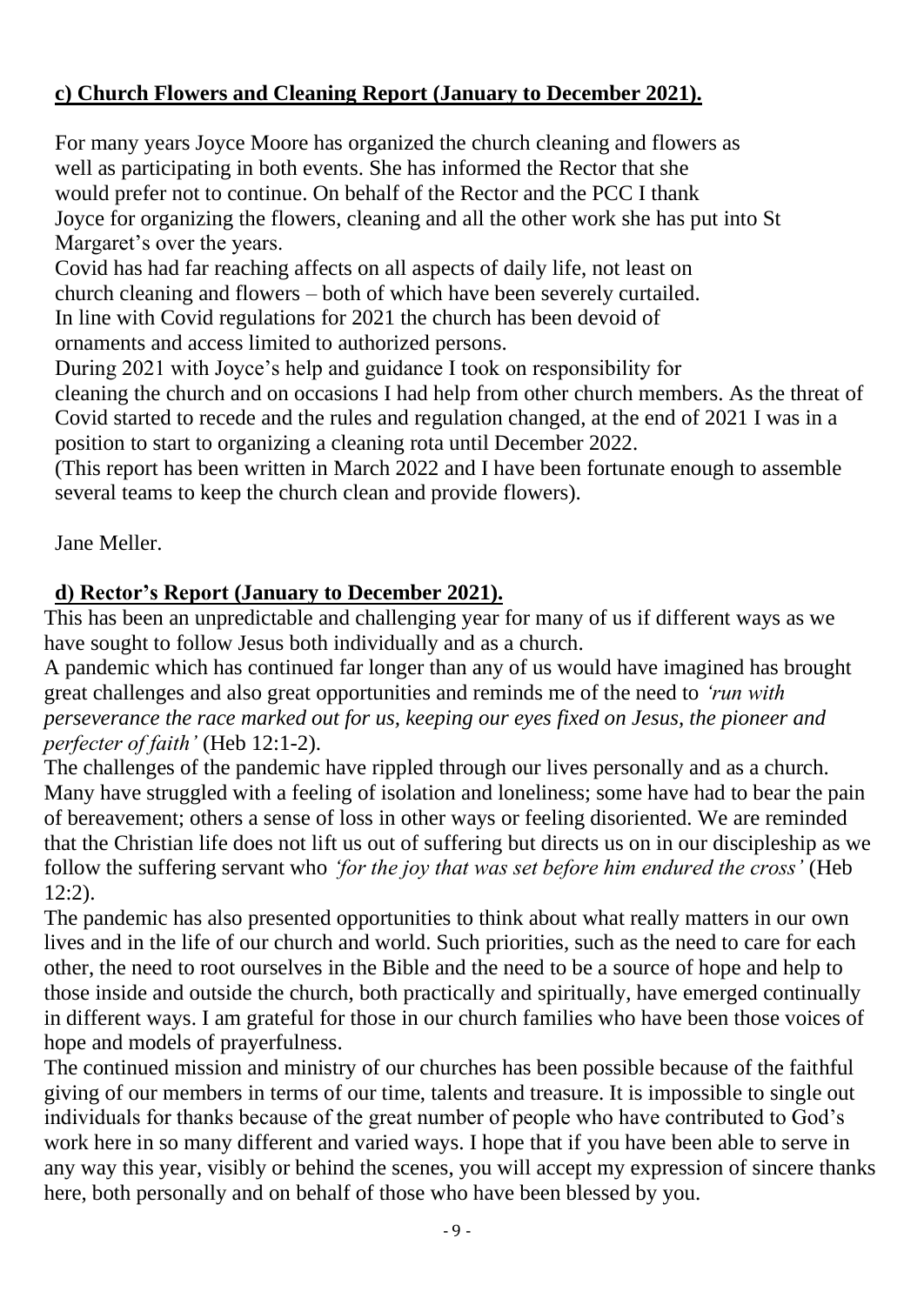## c) Church Flowers and Cleaning Report (January to December 2021).

For many years Joyce Moore has organized the church cleaning and flowers as well as participating in both events. She has informed the Rector that she would prefer not to continue. On behalf of the Rector and the PCC I thank Joyce for organizing the flowers, cleaning and all the other work she has put into St Margaret's over the years.

Covid has had far reaching affects on all aspects of daily life, not least on church cleaning and flowers – both of which have been severely curtailed. In line with Covid regulations for 2021 the church has been devoid of ornaments and access limited to authorized persons.

During 2021 with Joyce's help and guidance I took on responsibility for cleaning the church and on occasions I had help from other church members. As the threat of Covid started to recede and the rules and regulation changed, at the end of 2021 I was in a position to start to organizing a cleaning rota until December 2022.

(This report has been written in March 2022 and I have been fortunate enough to assemble several teams to keep the church clean and provide flowers).

Jane Meller.

## d) Rector's Report (January to December 2021).

This has been an unpredictable and challenging year for many of us if different ways as we have sought to follow Jesus both individually and as a church.

A pandemic which has continued far longer than any of us would have imagined has brought great challenges and also great opportunities and reminds me of the need to *'run with perseverance the race marked out for us, keeping our eyes fixed on Jesus, the pioneer and perfecter of faith'* (Heb 12:1-2).

The challenges of the pandemic have rippled through our lives personally and as a church. Many have struggled with a feeling of isolation and loneliness; some have had to bear the pain of bereavement; others a sense of loss in other ways or feeling disoriented. We are reminded that the Christian life does not lift us out of suffering but directs us on in our discipleship as we follow the suffering servant who *'for the joy that was set before him endured the cross'* (Heb 12:2).

The pandemic has also presented opportunities to think about what really matters in our own lives and in the life of our church and world. Such priorities, such as the need to care for each other, the need to root ourselves in the Bible and the need to be a source of hope and help to those inside and outside the church, both practically and spiritually, have emerged continually in different ways. I am grateful for those in our church families who have been those voices of hope and models of prayerfulness.

The continued mission and ministry of our churches has been possible because of the faithful giving of our members in terms of our time, talents and treasure. It is impossible to single out individuals for thanks because of the great number of people who have contributed to God's work here in so many different and varied ways. I hope that if you have been able to serve in any way this year, visibly or behind the scenes, you will accept my expression of sincere thanks here, both personally and on behalf of those who have been blessed by you.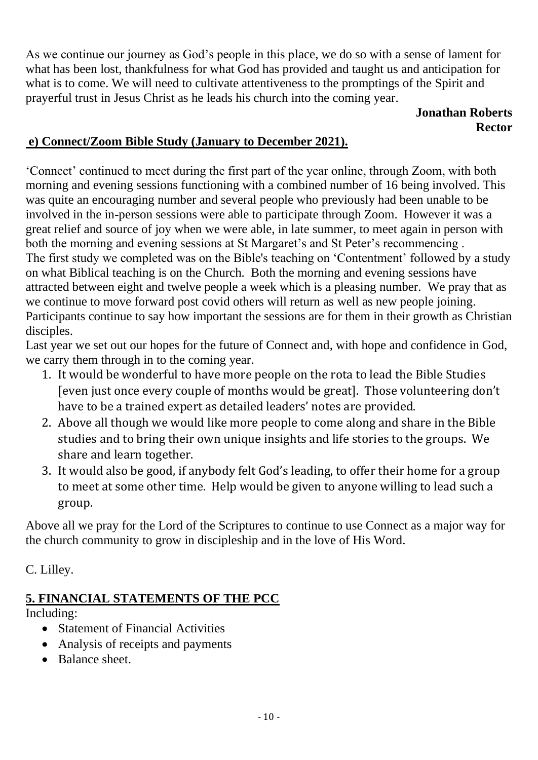As we continue our journey as God's people in this place, we do so with a sense of lament for what has been lost, thankfulness for what God has provided and taught us and anticipation for what is to come. We will need to cultivate attentiveness to the promptings of the Spirit and prayerful trust in Jesus Christ as he leads his church into the coming year.

**Jonathan Roberts**
**Rector**

## e) Connect/Zoom Bible Study (January to December 2021).

'Connect' continued to meet during the first part of the year online, through Zoom, with both morning and evening sessions functioning with a combined number of 16 being involved. This was quite an encouraging number and several people who previously had been unable to be involved in the in-person sessions were able to participate through Zoom. However it was a great relief and source of joy when we were able, in late summer, to meet again in person with both the morning and evening sessions at St Margaret's and St Peter's recommencing .
The first study we completed was on the Bible's teaching on 'Contentment' followed by a study on what Biblical teaching is on the Church. Both the morning and evening sessions have attracted between eight and twelve people a week which is a pleasing number. We pray that as we continue to move forward post covid others will return as well as new people joining. Participants continue to say how important the sessions are for them in their growth as Christian disciples.
Last year we set out our hopes for the future of Connect and, with hope and confidence in God, we carry them through in to the coming year.

1. It would be wonderful to have more people on the rota to lead the Bible Studies [even just once every couple of months would be great]. Those volunteering don't have to be a trained expert as detailed leaders' notes are provided.
2. Above all though we would like more people to come along and share in the Bible studies and to bring their own unique insights and life stories to the groups. We share and learn together.
3. It would also be good, if anybody felt God's leading, to offer their home for a group to meet at some other time. Help would be given to anyone willing to lead such a group.

Above all we pray for the Lord of the Scriptures to continue to use Connect as a major way for the church community to grow in discipleship and in the love of His Word.

C. Lilley.

## 5. FINANCIAL STATEMENTS OF THE PCC

Including:

- Statement of Financial Activities
- Analysis of receipts and payments
- Balance sheet.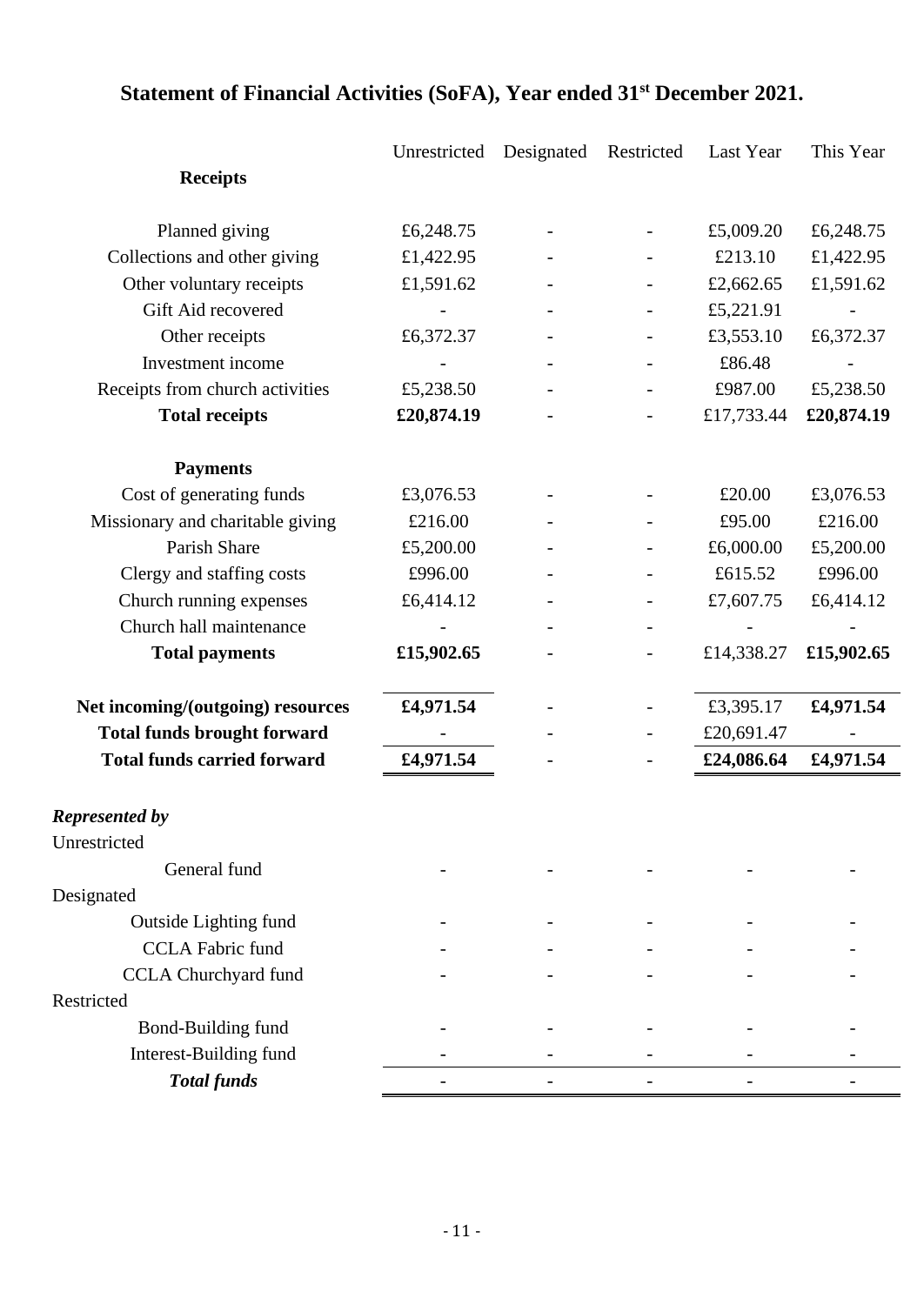## Statement of Financial Activities (SoFA), Year ended 31st December 2021.

| | Unrestricted | Designated | Restricted | Last Year | This Year |
|---|---|---|---|---|---|
| **Receipts** | | | | | |
| Planned giving | £6,248.75 | - | - | £5,009.20 | £6,248.75 |
| Collections and other giving | £1,422.95 | - | - | £213.10 | £1,422.95 |
| Other voluntary receipts | £1,591.62 | - | - | £2,662.65 | £1,591.62 |
| Gift Aid recovered | - | - | - | £5,221.91 | - |
| Other receipts | £6,372.37 | - | - | £3,553.10 | £6,372.37 |
| Investment income | - | - | - | £86.48 | - |
| Receipts from church activities | £5,238.50 | - | - | £987.00 | £5,238.50 |
| **Total receipts** | **£20,874.19** | - | - | £17,733.44 | **£20,874.19** |
| **Payments** | | | | | |
| Cost of generating funds | £3,076.53 | - | - | £20.00 | £3,076.53 |
| Missionary and charitable giving | £216.00 | - | - | £95.00 | £216.00 |
| Parish Share | £5,200.00 | - | - | £6,000.00 | £5,200.00 |
| Clergy and staffing costs | £996.00 | - | - | £615.52 | £996.00 |
| Church running expenses | £6,414.12 | - | - | £7,607.75 | £6,414.12 |
| Church hall maintenance | - | - | - | - | - |
| **Total payments** | **£15,902.65** | - | - | £14,338.27 | **£15,902.65** |
| **Net incoming/(outgoing) resources** | **£4,971.54** | - | - | £3,395.17 | **£4,971.54** |
| **Total funds brought forward** | - | - | - | £20,691.47 | - |
| **Total funds carried forward** | **£4,971.54** | - | - | **£24,086.64** | **£4,971.54** |
| ***Represented by*** | | | | | |
| Unrestricted | | | | | |
| General fund | - | - | - | - | - |
| Designated | | | | | |
| Outside Lighting fund | - | - | - | - | - |
| CCLA Fabric fund | - | - | - | - | - |
| CCLA Churchyard fund | - | - | - | - | - |
| Restricted | | | | | |
| Bond-Building fund | - | - | - | - | - |
| Interest-Building fund | - | - | - | - | - |
| ***Total funds*** | - | - | - | - | - |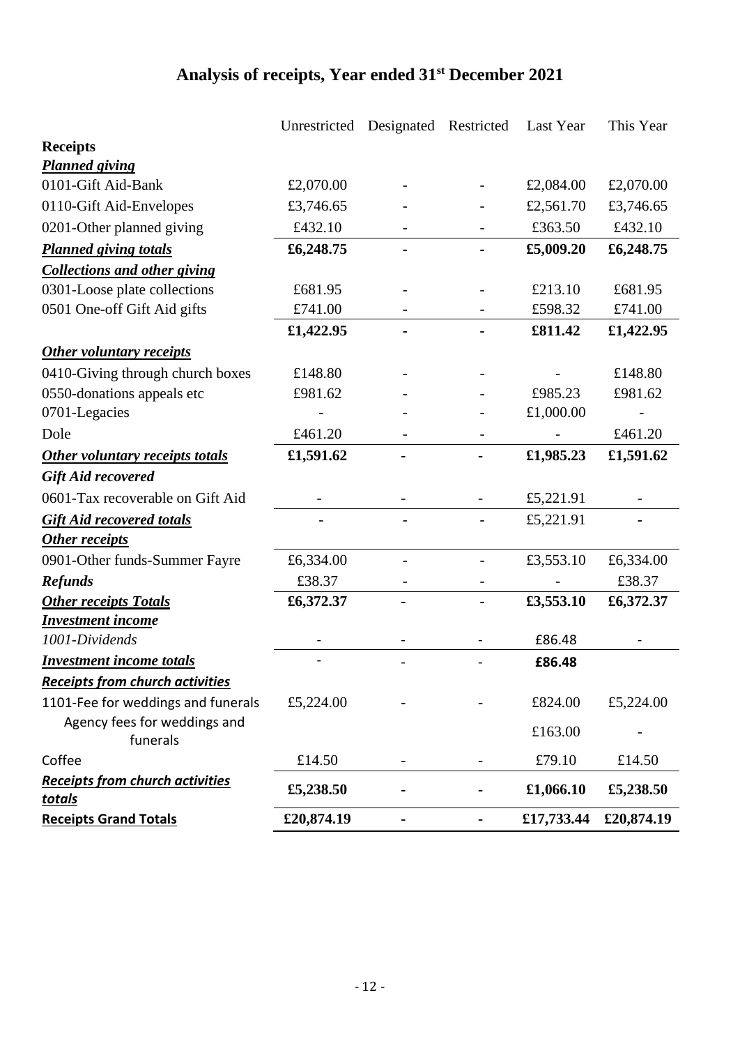# Analysis of receipts, Year ended 31st December 2021

| | Unrestricted | Designated | Restricted | Last Year | This Year |
|---|---|---|---|---|---|
| **Receipts** | | | | | |
| ***Planned giving*** | | | | | |
| 0101-Gift Aid-Bank | £2,070.00 | - | - | £2,084.00 | £2,070.00 |
| 0110-Gift Aid-Envelopes | £3,746.65 | - | - | £2,561.70 | £3,746.65 |
| 0201-Other planned giving | £432.10 | - | - | £363.50 | £432.10 |
| ***Planned giving totals*** | **£6,248.75** | **-** | **-** | **£5,009.20** | **£6,248.75** |
| ***Collections and other giving*** | | | | | |
| 0301-Loose plate collections | £681.95 | - | - | £213.10 | £681.95 |
| 0501 One-off Gift Aid gifts | £741.00 | - | - | £598.32 | £741.00 |
| | **£1,422.95** | **-** | **-** | **£811.42** | **£1,422.95** |
| ***Other voluntary receipts*** | | | | | |
| 0410-Giving through church boxes | £148.80 | - | - | - | £148.80 |
| 0550-donations appeals etc | £981.62 | - | - | £985.23 | £981.62 |
| 0701-Legacies | - | - | - | £1,000.00 | - |
| Dole | £461.20 | - | - | - | £461.20 |
| ***Other voluntary receipts totals*** | **£1,591.62** | **-** | **-** | **£1,985.23** | **£1,591.62** |
| ***Gift Aid recovered*** | | | | | |
| 0601-Tax recoverable on Gift Aid | - | - | - | £5,221.91 | - |
| ***Gift Aid recovered totals*** | - | - | - | £5,221.91 | **-** |
| ***Other receipts*** | | | | | |
| 0901-Other funds-Summer Fayre | £6,334.00 | - | - | £3,553.10 | £6,334.00 |
| ***Refunds*** | £38.37 | - | - | - | £38.37 |
| ***Other receipts Totals*** | **£6,372.37** | **-** | **-** | **£3,553.10** | **£6,372.37** |
| ***Investment income*** | | | | | |
| *1001-Dividends* | - | - | - | £86.48 | - |
| ***Investment income totals*** | - | - | - | **£86.48** | |
| ***Receipts from church activities*** | | | | | |
| 1101-Fee for weddings and funerals | £5,224.00 | - | - | £824.00 | £5,224.00 |
| Agency fees for weddings and funerals | | | | £163.00 | - |
| Coffee | £14.50 | - | - | £79.10 | £14.50 |
| ***Receipts from church activities totals*** | **£5,238.50** | **-** | **-** | **£1,066.10** | **£5,238.50** |
| **Receipts Grand Totals** | **£20,874.19** | **-** | **-** | **£17,733.44** | **£20,874.19** |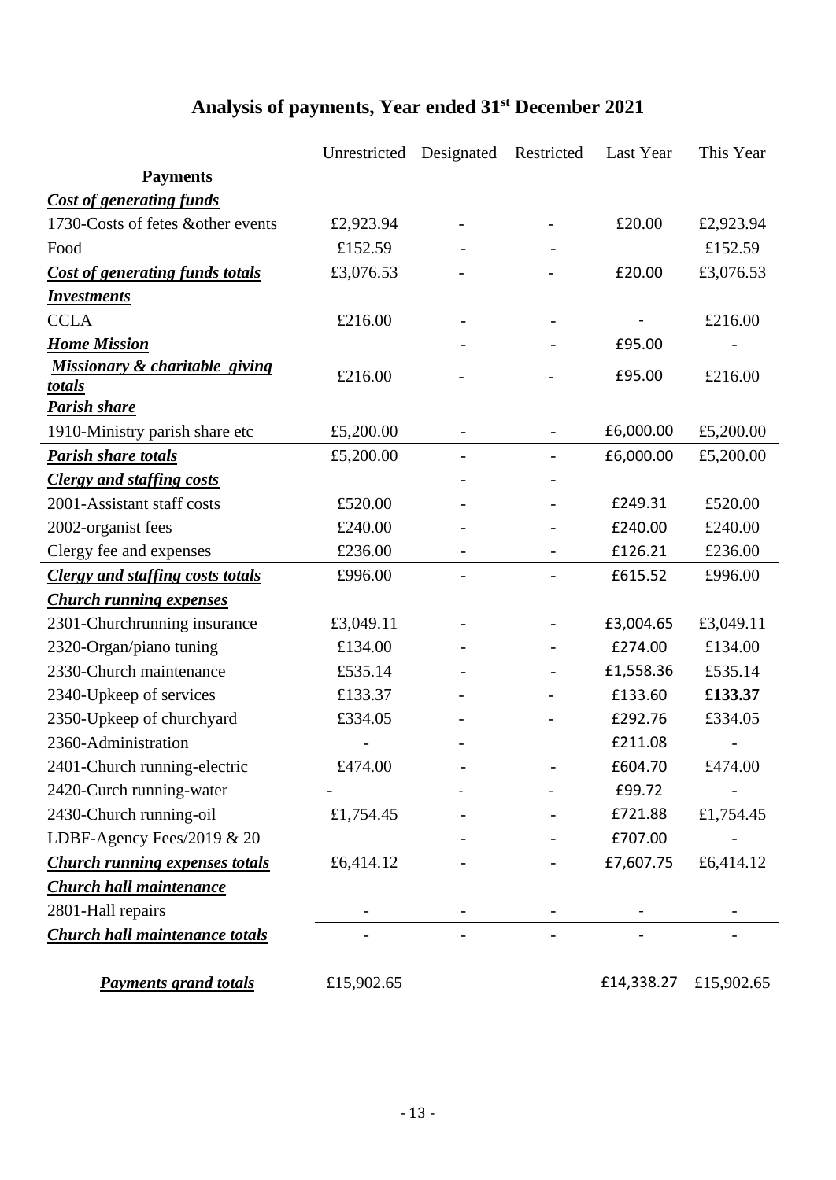# Analysis of payments, Year ended 31st December 2021

| | Unrestricted | Designated | Restricted | Last Year | This Year |
|---|---|---|---|---|---|
| **Payments** | | | | | |
| ***Cost of generating funds*** | | | | | |
| 1730-Costs of fetes &other events | £2,923.94 | - | - | £20.00 | £2,923.94 |
| Food | £152.59 | - | - | | £152.59 |
| ***Cost of generating funds totals*** | £3,076.53 | - | - | £20.00 | £3,076.53 |
| ***Investments*** | | | | | |
| CCLA | £216.00 | - | - | - | £216.00 |
| ***Home Mission*** | | - | - | £95.00 | - |
| ***Missionary & charitable giving totals*** | £216.00 | - | - | £95.00 | £216.00 |
| ***Parish share*** | | | | | |
| 1910-Ministry parish share etc | £5,200.00 | - | - | £6,000.00 | £5,200.00 |
| ***Parish share totals*** | £5,200.00 | - | - | £6,000.00 | £5,200.00 |
| ***Clergy and staffing costs*** | | - | - | | |
| 2001-Assistant staff costs | £520.00 | - | - | £249.31 | £520.00 |
| 2002-organist fees | £240.00 | - | - | £240.00 | £240.00 |
| Clergy fee and expenses | £236.00 | - | - | £126.21 | £236.00 |
| ***Clergy and staffing costs totals*** | £996.00 | - | - | £615.52 | £996.00 |
| ***Church running expenses*** | | | | | |
| 2301-Churchrunning insurance | £3,049.11 | - | - | £3,004.65 | £3,049.11 |
| 2320-Organ/piano tuning | £134.00 | - | - | £274.00 | £134.00 |
| 2330-Church maintenance | £535.14 | - | - | £1,558.36 | £535.14 |
| 2340-Upkeep of services | £133.37 | - | - | £133.60 | **£133.37** |
| 2350-Upkeep of churchyard | £334.05 | - | - | £292.76 | £334.05 |
| 2360-Administration | - | - | | £211.08 | - |
| 2401-Church running-electric | £474.00 | - | - | £604.70 | £474.00 |
| 2420-Curch running-water | - | - | - | £99.72 | - |
| 2430-Church running-oil | £1,754.45 | - | - | £721.88 | £1,754.45 |
| LDBF-Agency Fees/2019 & 20 | | - | - | £707.00 | - |
| ***Church running expenses totals*** | £6,414.12 | - | - | £7,607.75 | £6,414.12 |
| ***Church hall maintenance*** | | | | | |
| 2801-Hall repairs | - | - | - | - | - |
| ***Church hall maintenance totals*** | - | - | - | - | - |
| ***Payments grand totals*** | £15,902.65 | | | £14,338.27 | £15,902.65 |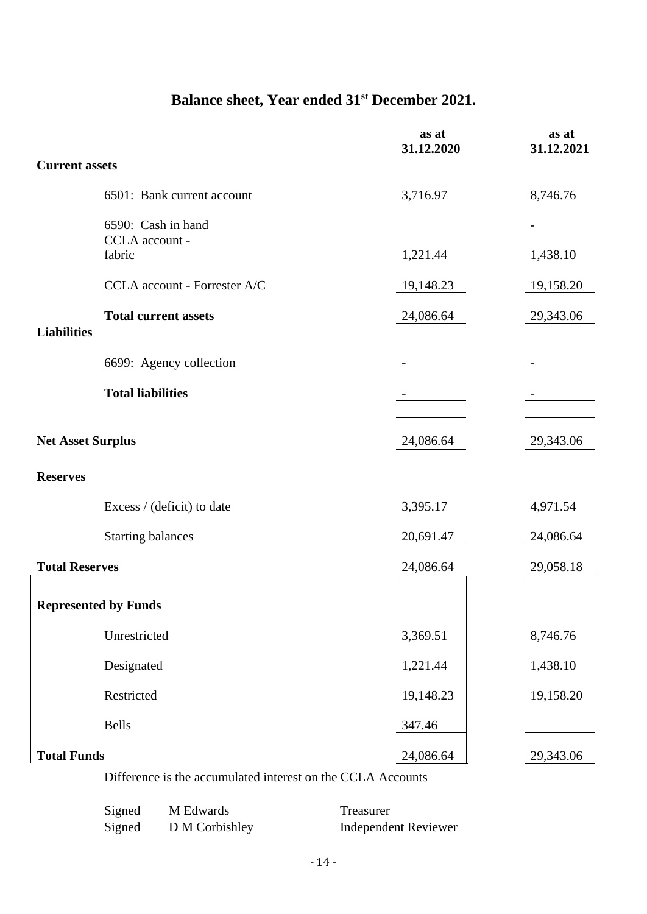# Balance sheet, Year ended 31st December 2021.

| | as at 31.12.2020 | as at 31.12.2021 |
|---|---|---|
| **Current assets** | | |
| 6501: Bank current account | 3,716.97 | 8,746.76 |
| 6590: Cash in hand | | - |
| CCLA account - fabric | 1,221.44 | 1,438.10 |
| CCLA account - Forrester A/C | 19,148.23 | 19,158.20 |
| **Total current assets** | 24,086.64 | 29,343.06 |
| **Liabilities** | | |
| 6699: Agency collection | - | - |
| **Total liabilities** | - | - |
| **Net Asset Surplus** | 24,086.64 | 29,343.06 |
| **Reserves** | | |
| Excess / (deficit) to date | 3,395.17 | 4,971.54 |
| Starting balances | 20,691.47 | 24,086.64 |
| **Total Reserves** | 24,086.64 | 29,058.18 |
| **Represented by Funds** | | |
| Unrestricted | 3,369.51 | 8,746.76 |
| Designated | 1,221.44 | 1,438.10 |
| Restricted | 19,148.23 | 19,158.20 |
| Bells | 347.46 | |
| **Total Funds** | 24,086.64 | 29,343.06 |

Difference is the accumulated interest on the CCLA Accounts

| | | |
|---|---|---|
| Signed | M Edwards | Treasurer |
| Signed | D M Corbishley | Independent Reviewer |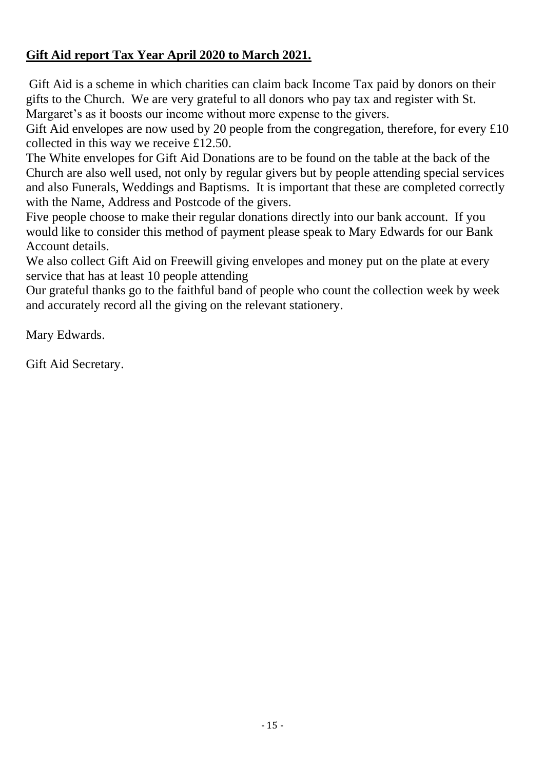**Gift Aid report Tax Year April 2020 to March 2021.**

Gift Aid is a scheme in which charities can claim back Income Tax paid by donors on their gifts to the Church. We are very grateful to all donors who pay tax and register with St. Margaret's as it boosts our income without more expense to the givers.

Gift Aid envelopes are now used by 20 people from the congregation, therefore, for every £10 collected in this way we receive £12.50.

The White envelopes for Gift Aid Donations are to be found on the table at the back of the Church are also well used, not only by regular givers but by people attending special services and also Funerals, Weddings and Baptisms. It is important that these are completed correctly with the Name, Address and Postcode of the givers.

Five people choose to make their regular donations directly into our bank account. If you would like to consider this method of payment please speak to Mary Edwards for our Bank Account details.

We also collect Gift Aid on Freewill giving envelopes and money put on the plate at every service that has at least 10 people attending

Our grateful thanks go to the faithful band of people who count the collection week by week and accurately record all the giving on the relevant stationery.

Mary Edwards.

Gift Aid Secretary.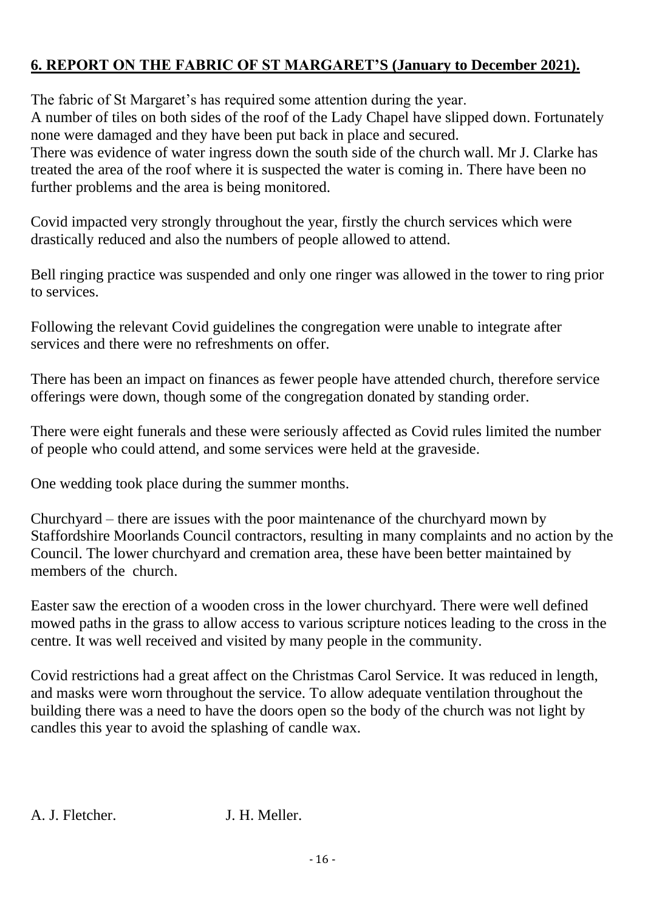## 6. REPORT ON THE FABRIC OF ST MARGARET'S (January to December 2021).

The fabric of St Margaret's has required some attention during the year.
A number of tiles on both sides of the roof of the Lady Chapel have slipped down. Fortunately none were damaged and they have been put back in place and secured.
There was evidence of water ingress down the south side of the church wall. Mr J. Clarke has treated the area of the roof where it is suspected the water is coming in. There have been no further problems and the area is being monitored.

Covid impacted very strongly throughout the year, firstly the church services which were drastically reduced and also the numbers of people allowed to attend.

Bell ringing practice was suspended and only one ringer was allowed in the tower to ring prior to services.

Following the relevant Covid guidelines the congregation were unable to integrate after services and there were no refreshments on offer.

There has been an impact on finances as fewer people have attended church, therefore service offerings were down, though some of the congregation donated by standing order.

There were eight funerals and these were seriously affected as Covid rules limited the number of people who could attend, and some services were held at the graveside.

One wedding took place during the summer months.

Churchyard – there are issues with the poor maintenance of the churchyard mown by Staffordshire Moorlands Council contractors, resulting in many complaints and no action by the Council. The lower churchyard and cremation area, these have been better maintained by members of the church.

Easter saw the erection of a wooden cross in the lower churchyard. There were well defined mowed paths in the grass to allow access to various scripture notices leading to the cross in the centre. It was well received and visited by many people in the community.

Covid restrictions had a great affect on the Christmas Carol Service. It was reduced in length, and masks were worn throughout the service. To allow adequate ventilation throughout the building there was a need to have the doors open so the body of the church was not light by candles this year to avoid the splashing of candle wax.

A. J. Fletcher. J. H. Meller.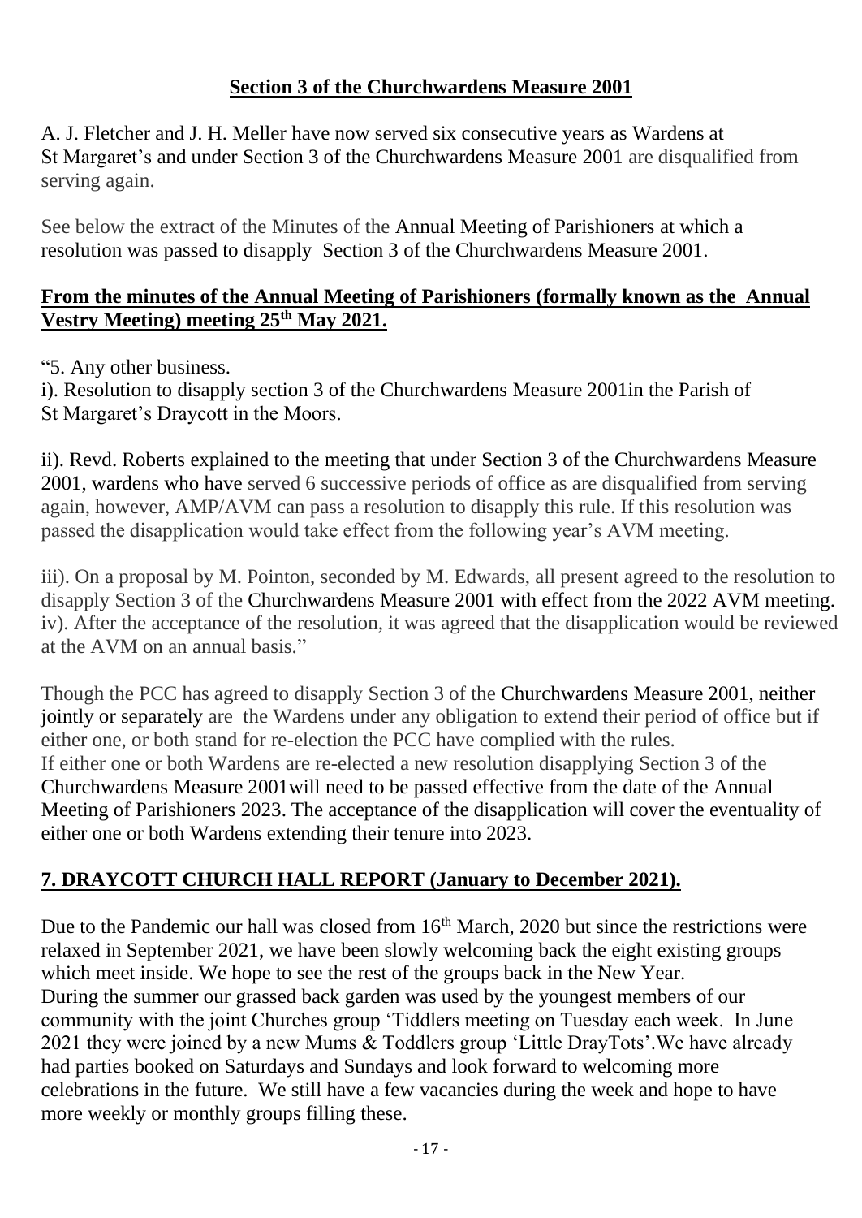## Section 3 of the Churchwardens Measure 2001

A. J. Fletcher and J. H. Meller have now served six consecutive years as Wardens at St Margaret's and under Section 3 of the Churchwardens Measure 2001 are disqualified from serving again.

See below the extract of the Minutes of the Annual Meeting of Parishioners at which a resolution was passed to disapply Section 3 of the Churchwardens Measure 2001.

### From the minutes of the Annual Meeting of Parishioners (formally known as the Annual Vestry Meeting) meeting 25th May 2021.

"5. Any other business.
i). Resolution to disapply section 3 of the Churchwardens Measure 2001in the Parish of St Margaret's Draycott in the Moors.

ii). Revd. Roberts explained to the meeting that under Section 3 of the Churchwardens Measure 2001, wardens who have served 6 successive periods of office as are disqualified from serving again, however, AMP/AVM can pass a resolution to disapply this rule. If this resolution was passed the disapplication would take effect from the following year's AVM meeting.

iii). On a proposal by M. Pointon, seconded by M. Edwards, all present agreed to the resolution to disapply Section 3 of the Churchwardens Measure 2001 with effect from the 2022 AVM meeting.
iv). After the acceptance of the resolution, it was agreed that the disapplication would be reviewed at the AVM on an annual basis."

Though the PCC has agreed to disapply Section 3 of the Churchwardens Measure 2001, neither jointly or separately are the Wardens under any obligation to extend their period of office but if either one, or both stand for re-election the PCC have complied with the rules.
If either one or both Wardens are re-elected a new resolution disapplying Section 3 of the Churchwardens Measure 2001will need to be passed effective from the date of the Annual Meeting of Parishioners 2023. The acceptance of the disapplication will cover the eventuality of either one or both Wardens extending their tenure into 2023.

## 7. DRAYCOTT CHURCH HALL REPORT (January to December 2021).

Due to the Pandemic our hall was closed from 16th March, 2020 but since the restrictions were relaxed in September 2021, we have been slowly welcoming back the eight existing groups which meet inside. We hope to see the rest of the groups back in the New Year.
During the summer our grassed back garden was used by the youngest members of our community with the joint Churches group 'Tiddlers meeting on Tuesday each week. In June 2021 they were joined by a new Mums & Toddlers group 'Little DrayTots'.We have already had parties booked on Saturdays and Sundays and look forward to welcoming more celebrations in the future. We still have a few vacancies during the week and hope to have more weekly or monthly groups filling these.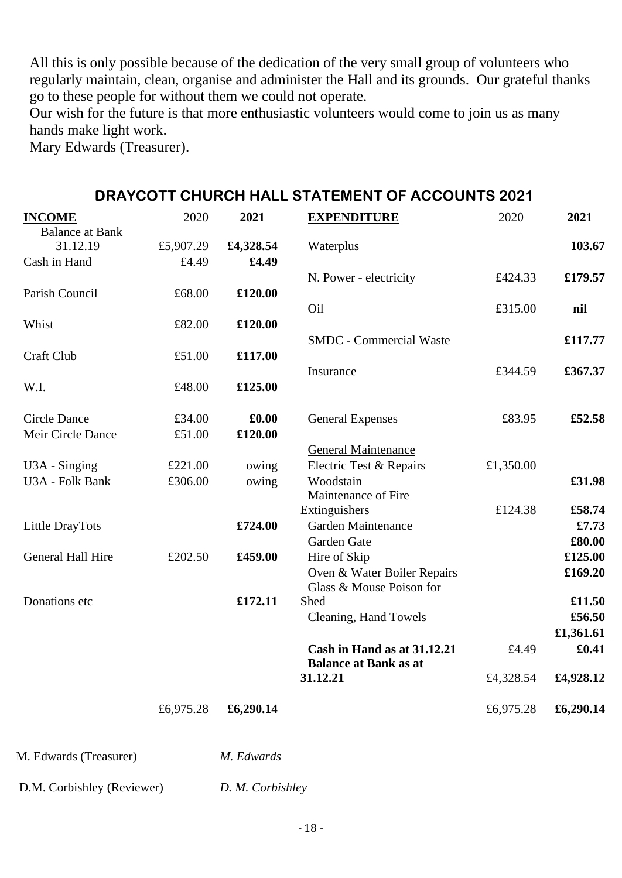All this is only possible because of the dedication of the very small group of volunteers who regularly maintain, clean, organise and administer the Hall and its grounds. Our grateful thanks go to these people for without them we could not operate.

Our wish for the future is that more enthusiastic volunteers would come to join us as many hands make light work.

Mary Edwards (Treasurer).

## DRAYCOTT CHURCH HALL STATEMENT OF ACCOUNTS 2021

| **INCOME** | 2020 | **2021** | **EXPENDITURE** | 2020 | **2021** |
|---|---|---|---|---|---|
| Balance at Bank 31.12.19 | £5,907.29 | **£4,328.54** | Waterplus | | **103.67** |
| Cash in Hand | £4.49 | **£4.49** | | | |
| | | | N. Power - electricity | £424.33 | **£179.57** |
| Parish Council | £68.00 | **£120.00** | | | |
| | | | Oil | £315.00 | **nil** |
| Whist | £82.00 | **£120.00** | | | |
| | | | SMDC - Commercial Waste | | **£117.77** |
| Craft Club | £51.00 | **£117.00** | | | |
| | | | Insurance | £344.59 | **£367.37** |
| W.I. | £48.00 | **£125.00** | | | |
| Circle Dance | £34.00 | **£0.00** | General Expenses | £83.95 | **£52.58** |
| Meir Circle Dance | £51.00 | **£120.00** | | | |
| | | | General Maintenance | | |
| U3A - Singing | £221.00 | owing | Electric Test & Repairs | £1,350.00 | |
| U3A - Folk Bank | £306.00 | owing | Woodstain | | **£31.98** |
| | | | Maintenance of Fire Extinguishers | £124.38 | **£58.74** |
| Little DrayTots | | **£724.00** | Garden Maintenance | | **£7.73** |
| | | | Garden Gate | | **£80.00** |
| General Hall Hire | £202.50 | **£459.00** | Hire of Skip | | **£125.00** |
| | | | Oven & Water Boiler Repairs | | **£169.20** |
| Donations etc | | **£172.11** | Glass & Mouse Poison for Shed | | **£11.50** |
| | | | Cleaning, Hand Towels | | **£56.50** |
| | | | | | **£1,361.61** |
| | | | **Cash in Hand as at 31.12.21** | £4.49 | **£0.41** |
| | | | **Balance at Bank as at 31.12.21** | £4,328.54 | **£4,928.12** |
| | £6,975.28 | **£6,290.14** | | £6,975.28 | **£6,290.14** |

M. Edwards (Treasurer) *M. Edwards*

D.M. Corbishley (Reviewer) *D. M. Corbishley*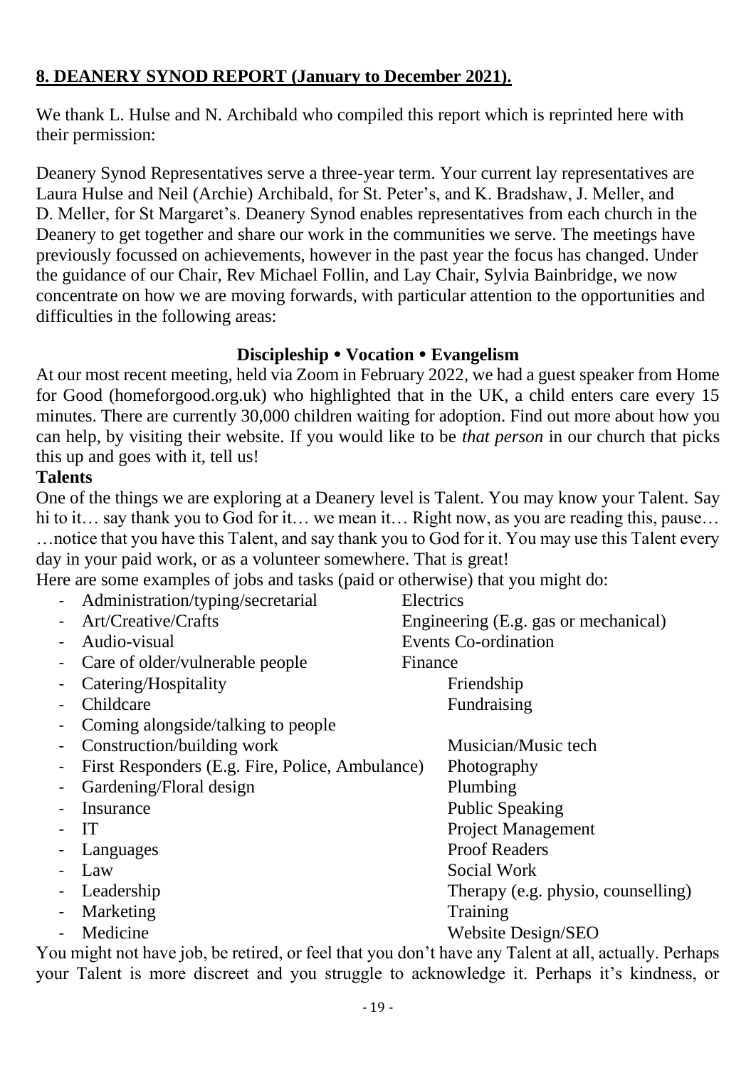## 8. DEANERY SYNOD REPORT (January to December 2021).

We thank L. Hulse and N. Archibald who compiled this report which is reprinted here with their permission:

Deanery Synod Representatives serve a three-year term. Your current lay representatives are Laura Hulse and Neil (Archie) Archibald, for St. Peter's, and K. Bradshaw, J. Meller, and D. Meller, for St Margaret's. Deanery Synod enables representatives from each church in the Deanery to get together and share our work in the communities we serve. The meetings have previously focussed on achievements, however in the past year the focus has changed. Under the guidance of our Chair, Rev Michael Follin, and Lay Chair, Sylvia Bainbridge, we now concentrate on how we are moving forwards, with particular attention to the opportunities and difficulties in the following areas:

**Discipleship • Vocation • Evangelism**

At our most recent meeting, held via Zoom in February 2022, we had a guest speaker from Home for Good (homeforgood.org.uk) who highlighted that in the UK, a child enters care every 15 minutes. There are currently 30,000 children waiting for adoption. Find out more about how you can help, by visiting their website. If you would like to be *that person* in our church that picks this up and goes with it, tell us!

**Talents**

One of the things we are exploring at a Deanery level is Talent. You may know your Talent. Say hi to it… say thank you to God for it… we mean it… Right now, as you are reading this, pause… …notice that you have this Talent, and say thank you to God for it. You may use this Talent every day in your paid work, or as a volunteer somewhere. That is great!

Here are some examples of jobs and tasks (paid or otherwise) that you might do:

- Administration/typing/secretarial
- Art/Creative/Crafts
- Audio-visual
- Care of older/vulnerable people
- Catering/Hospitality
- Childcare
- Coming alongside/talking to people
- Construction/building work
- First Responders (E.g. Fire, Police, Ambulance)
- Gardening/Floral design
- Insurance
- IT
- Languages
- Law
- Leadership
- Marketing
- Medicine
- Electrics
- Engineering (E.g. gas or mechanical)
- Events Co-ordination
- Finance
- Friendship
- Fundraising
- Musician/Music tech
- Photography
- Plumbing
- Public Speaking
- Project Management
- Proof Readers
- Social Work
- Therapy (e.g. physio, counselling)
- Training
- Website Design/SEO

You might not have job, be retired, or feel that you don't have any Talent at all, actually. Perhaps your Talent is more discreet and you struggle to acknowledge it. Perhaps it's kindness, or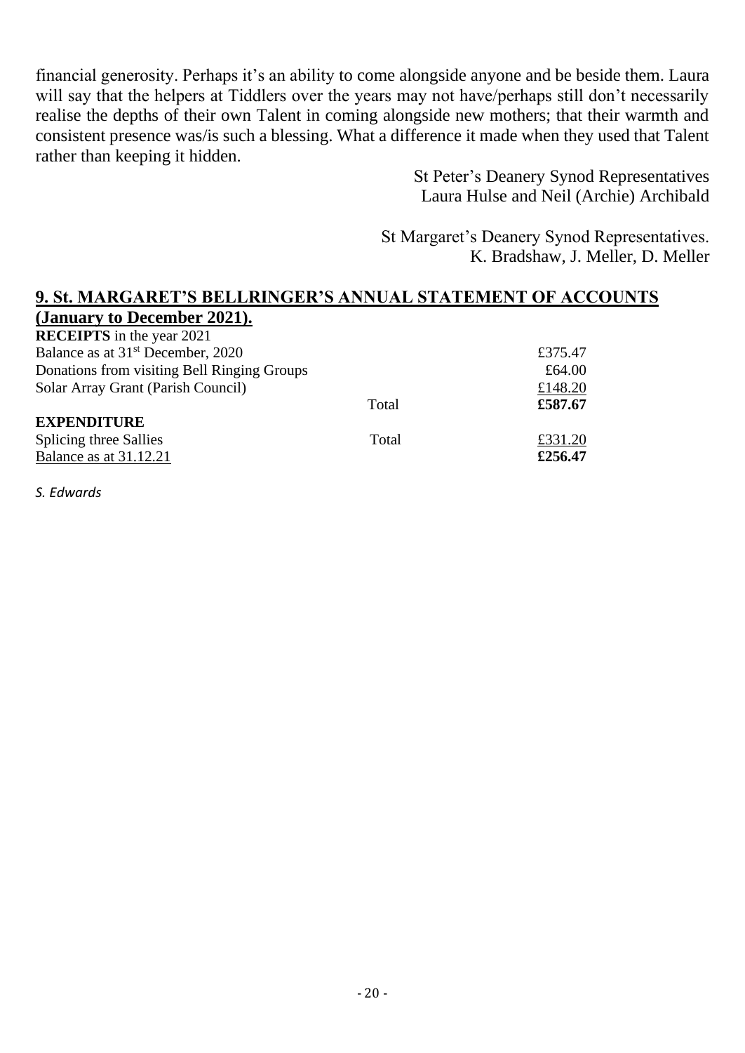financial generosity. Perhaps it's an ability to come alongside anyone and be beside them. Laura will say that the helpers at Tiddlers over the years may not have/perhaps still don't necessarily realise the depths of their own Talent in coming alongside new mothers; that their warmth and consistent presence was/is such a blessing. What a difference it made when they used that Talent rather than keeping it hidden.

St Peter's Deanery Synod Representatives
Laura Hulse and Neil (Archie) Archibald

St Margaret's Deanery Synod Representatives.
K. Bradshaw, J. Meller, D. Meller

## 9. St. MARGARET'S BELLRINGER'S ANNUAL STATEMENT OF ACCOUNTS (January to December 2021).

| | | |
|---|---|---|
| **RECEIPTS** in the year 2021 | | |
| Balance as at 31st December, 2020 | | £375.47 |
| Donations from visiting Bell Ringing Groups | | £64.00 |
| Solar Array Grant (Parish Council) | | £148.20 |
| | Total | **£587.67** |
| **EXPENDITURE** | | |
| Splicing three Sallies | Total | £331.20 |
| Balance as at 31.12.21 | | **£256.47** |

*S. Edwards*